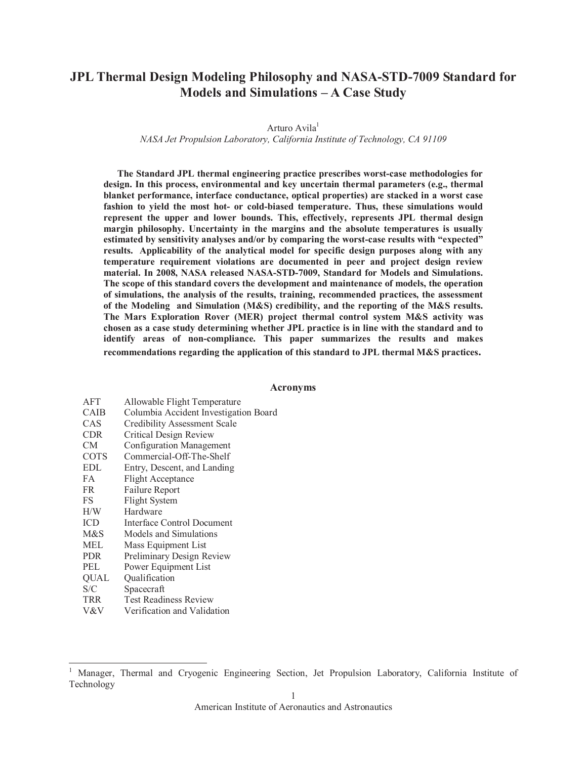# JPL Thermal Design Modeling Philosophy and NASA-STD-7009 Standard for Models and Simulations – A Case Study

Arturo Avila[1]

*NASA Jet Propulsion Laboratory, California Institute of Technology, CA 91109*

**The Standard JPL thermal engineering practice prescribes worst-case methodologies for design. In this process, environmental and key uncertain thermal parameters (e.g., thermal blanket performance, interface conductance, optical properties) are stacked in a worst case fashion to yield the most hot- or cold-biased temperature. Thus, these simulations would represent the upper and lower bounds. This, effectively, represents JPL thermal design margin philosophy. Uncertainty in the margins and the absolute temperatures is usually estimated by sensitivity analyses and/or by comparing the worst-case results with "expected" results. Applicability of the analytical model for specific design purposes along with any temperature requirement violations are documented in peer and project design review material. In 2008, NASA released NASA-STD-7009, Standard for Models and Simulations. The scope of this standard covers the development and maintenance of models, the operation of simulations, the analysis of the results, training, recommended practices, the assessment of the Modeling and Simulation (M&S) credibility, and the reporting of the M&S results. The Mars Exploration Rover (MER) project thermal control system M&S activity was chosen as a case study determining whether JPL practice is in line with the standard and to identify areas of non-compliance. This paper summarizes the results and makes recommendations regarding the application of this standard to JPL thermal M&S practices.**

## Acronyms

| | |
|---|---|
| AFT | Allowable Flight Temperature |
| CAIB | Columbia Accident Investigation Board |
| CAS | Credibility Assessment Scale |
| CDR | Critical Design Review |
| CM | Configuration Management |
| COTS | Commercial-Off-The-Shelf |
| EDL | Entry, Descent, and Landing |
| FA | Flight Acceptance |
| FR | Failure Report |
| FS | Flight System |
| H/W | Hardware |
| ICD | Interface Control Document |
| M&S | Models and Simulations |
| MEL | Mass Equipment List |
| PDR | Preliminary Design Review |
| PEL | Power Equipment List |
| QUAL | Qualification |
| S/C | Spacecraft |
| TRR | Test Readiness Review |
| V&V | Verification and Validation |

[1] Manager, Thermal and Cryogenic Engineering Section, Jet Propulsion Laboratory, California Institute of Technology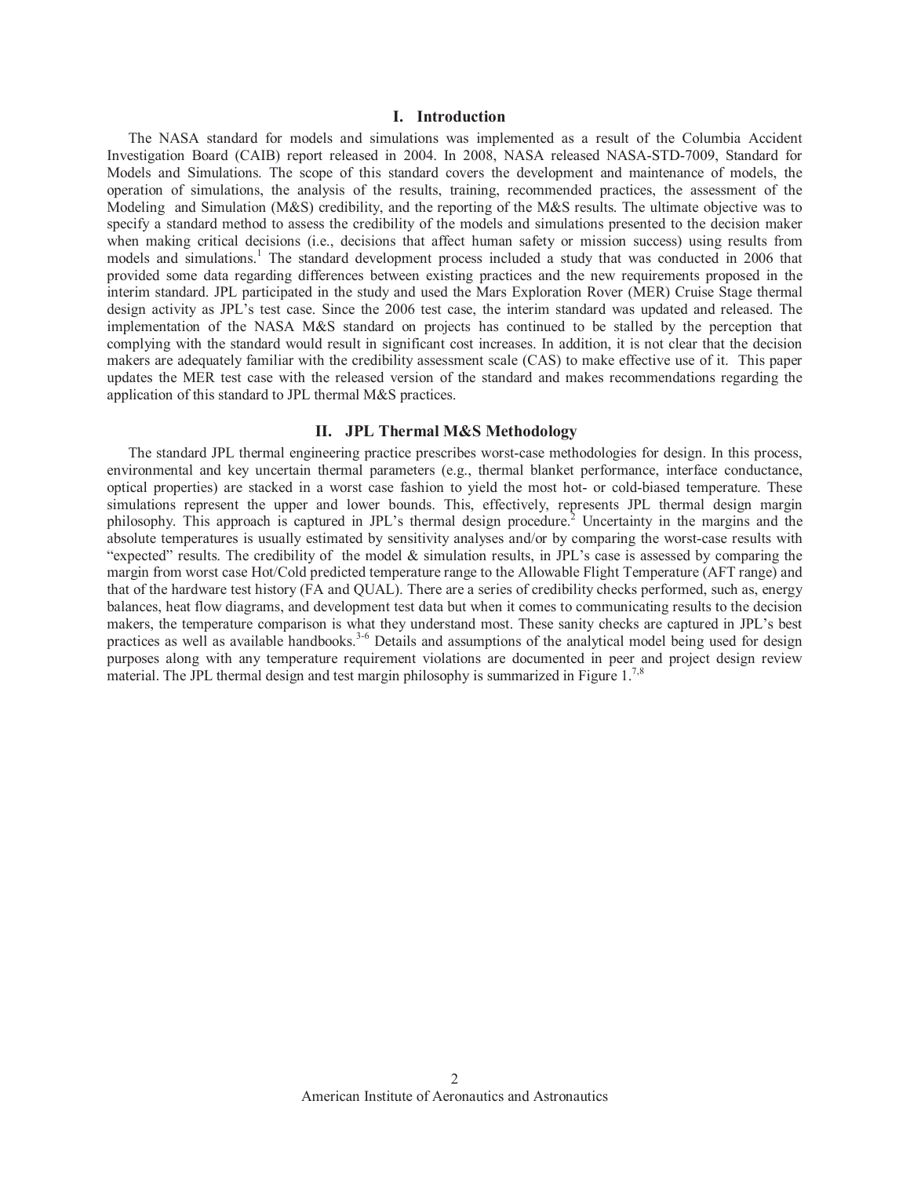## I. Introduction

The NASA standard for models and simulations was implemented as a result of the Columbia Accident Investigation Board (CAIB) report released in 2004. In 2008, NASA released NASA-STD-7009, Standard for Models and Simulations. The scope of this standard covers the development and maintenance of models, the operation of simulations, the analysis of the results, training, recommended practices, the assessment of the Modeling and Simulation (M&S) credibility, and the reporting of the M&S results. The ultimate objective was to specify a standard method to assess the credibility of the models and simulations presented to the decision maker when making critical decisions (i.e., decisions that affect human safety or mission success) using results from models and simulations.[1] The standard development process included a study that was conducted in 2006 that provided some data regarding differences between existing practices and the new requirements proposed in the interim standard. JPL participated in the study and used the Mars Exploration Rover (MER) Cruise Stage thermal design activity as JPL's test case. Since the 2006 test case, the interim standard was updated and released. The implementation of the NASA M&S standard on projects has continued to be stalled by the perception that complying with the standard would result in significant cost increases. In addition, it is not clear that the decision makers are adequately familiar with the credibility assessment scale (CAS) to make effective use of it. This paper updates the MER test case with the released version of the standard and makes recommendations regarding the application of this standard to JPL thermal M&S practices.

## II. JPL Thermal M&S Methodology

The standard JPL thermal engineering practice prescribes worst-case methodologies for design. In this process, environmental and key uncertain thermal parameters (e.g., thermal blanket performance, interface conductance, optical properties) are stacked in a worst case fashion to yield the most hot- or cold-biased temperature. These simulations represent the upper and lower bounds. This, effectively, represents JPL thermal design margin philosophy. This approach is captured in JPL's thermal design procedure.[2] Uncertainty in the margins and the absolute temperatures is usually estimated by sensitivity analyses and/or by comparing the worst-case results with "expected" results. The credibility of the model & simulation results, in JPL's case is assessed by comparing the margin from worst case Hot/Cold predicted temperature range to the Allowable Flight Temperature (AFT range) and that of the hardware test history (FA and QUAL). There are a series of credibility checks performed, such as, energy balances, heat flow diagrams, and development test data but when it comes to communicating results to the decision makers, the temperature comparison is what they understand most. These sanity checks are captured in JPL's best practices as well as available handbooks.[3-6] Details and assumptions of the analytical model being used for design purposes along with any temperature requirement violations are documented in peer and project design review material. The JPL thermal design and test margin philosophy is summarized in Figure 1.[7,8]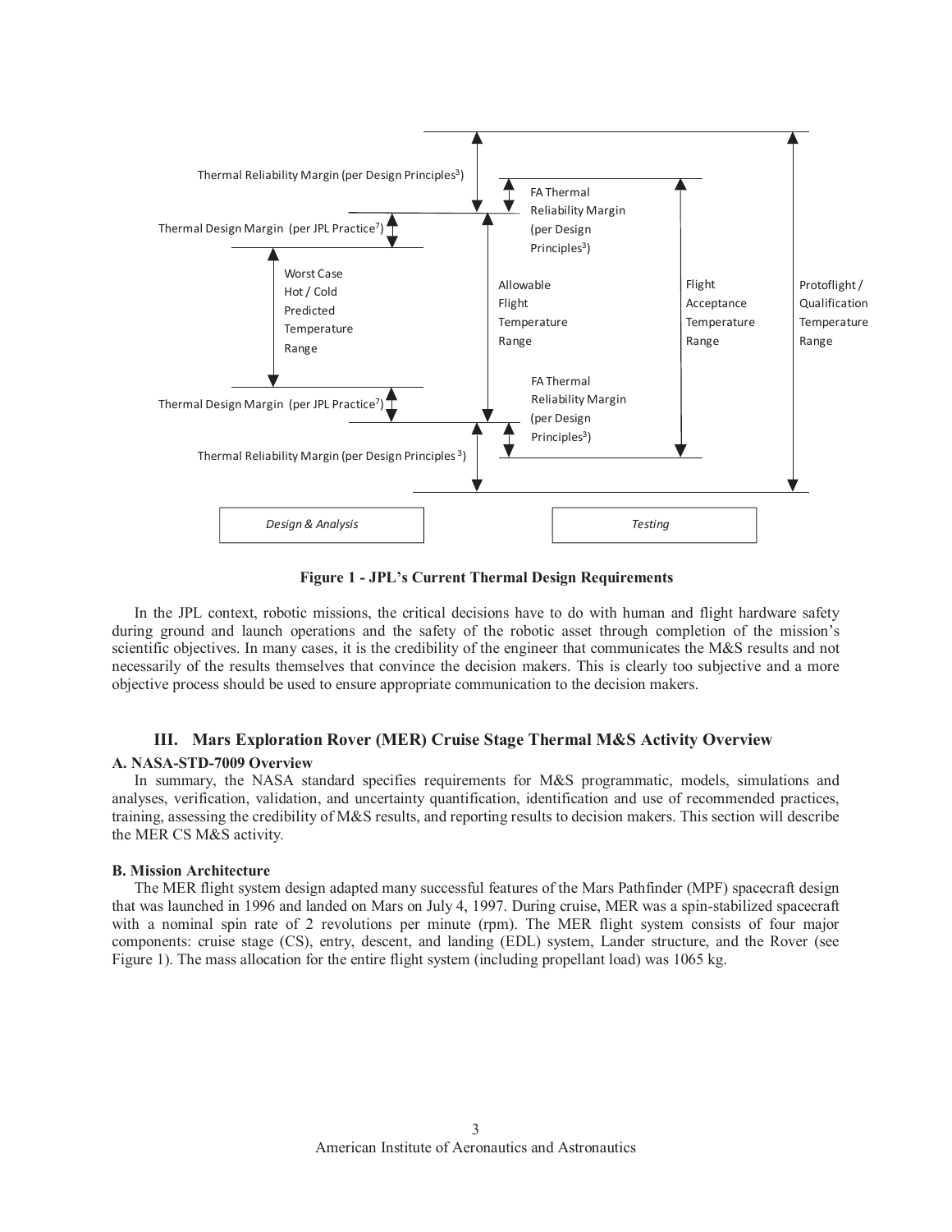Thermal Reliability Margin (per Design Principles[3])

Thermal Design Margin (per JPL Practice[7])

Worst Case Hot / Cold Predicted Temperature Range

Thermal Design Margin (per JPL Practice[7])

Thermal Reliability Margin (per Design Principles [3])

FA Thermal Reliability Margin (per Design Principles[3])

Allowable Flight Temperature Range

FA Thermal Reliability Margin (per Design Principles[3])

Flight Acceptance Temperature Range

Protoflight / Qualification Temperature Range

*Design & Analysis*

*Testing*

**Figure 1 - JPL's Current Thermal Design Requirements**

In the JPL context, robotic missions, the critical decisions have to do with human and flight hardware safety during ground and launch operations and the safety of the robotic asset through completion of the mission's scientific objectives. In many cases, it is the credibility of the engineer that communicates the M&S results and not necessarily of the results themselves that convince the decision makers. This is clearly too subjective and a more objective process should be used to ensure appropriate communication to the decision makers.

## III. Mars Exploration Rover (MER) Cruise Stage Thermal M&S Activity Overview

### A. NASA-STD-7009 Overview

In summary, the NASA standard specifies requirements for M&S programmatic, models, simulations and analyses, verification, validation, and uncertainty quantification, identification and use of recommended practices, training, assessing the credibility of M&S results, and reporting results to decision makers. This section will describe the MER CS M&S activity.

### B. Mission Architecture

The MER flight system design adapted many successful features of the Mars Pathfinder (MPF) spacecraft design that was launched in 1996 and landed on Mars on July 4, 1997. During cruise, MER was a spin-stabilized spacecraft with a nominal spin rate of 2 revolutions per minute (rpm). The MER flight system consists of four major components: cruise stage (CS), entry, descent, and landing (EDL) system, Lander structure, and the Rover (see Figure 1). The mass allocation for the entire flight system (including propellant load) was 1065 kg.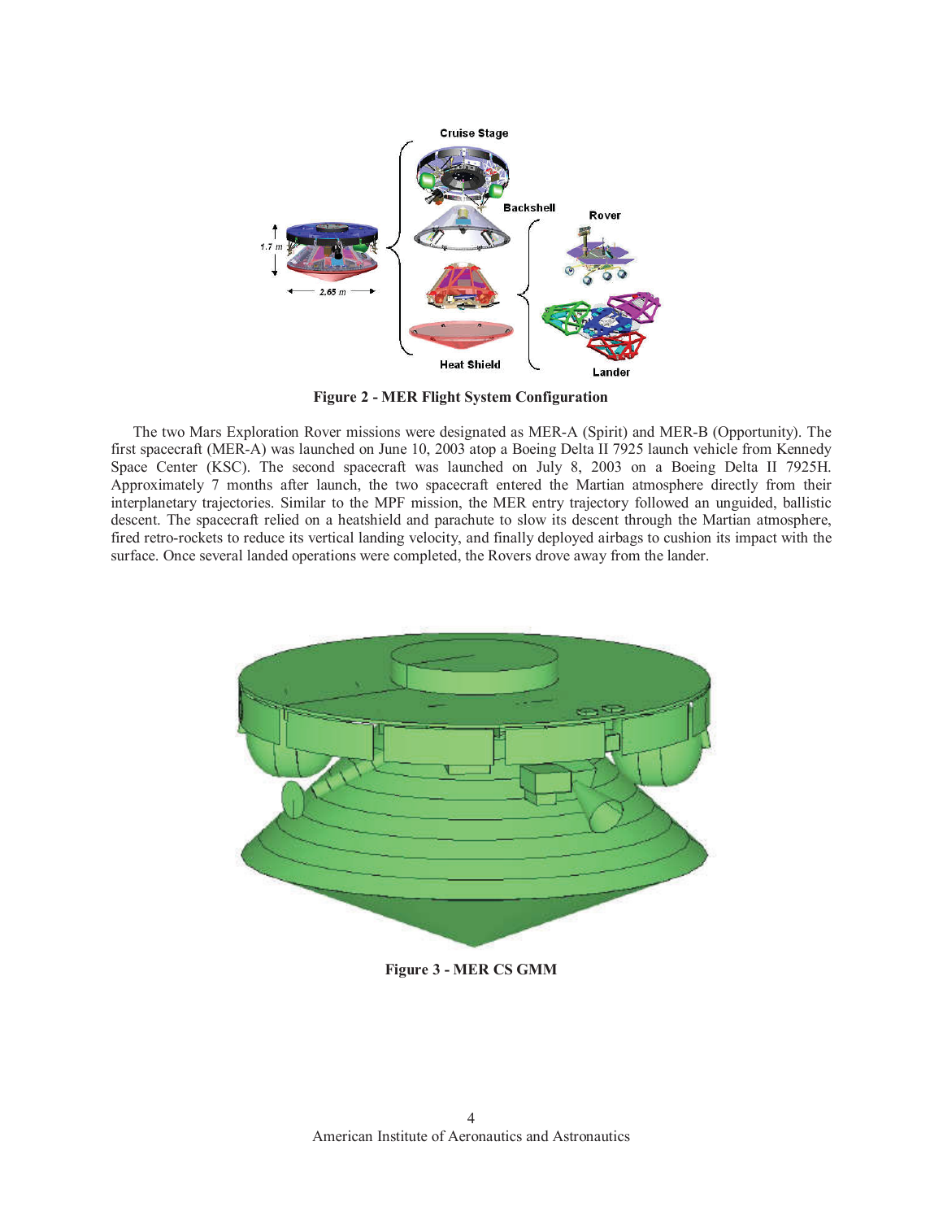**Figure 2 - MER Flight System Configuration**

The two Mars Exploration Rover missions were designated as MER-A (Spirit) and MER-B (Opportunity). The first spacecraft (MER-A) was launched on June 10, 2003 atop a Boeing Delta II 7925 launch vehicle from Kennedy Space Center (KSC). The second spacecraft was launched on July 8, 2003 on a Boeing Delta II 7925H. Approximately 7 months after launch, the two spacecraft entered the Martian atmosphere directly from their interplanetary trajectories. Similar to the MPF mission, the MER entry trajectory followed an unguided, ballistic descent. The spacecraft relied on a heatshield and parachute to slow its descent through the Martian atmosphere, fired retro-rockets to reduce its vertical landing velocity, and finally deployed airbags to cushion its impact with the surface. Once several landed operations were completed, the Rovers drove away from the lander.

**Figure 3 - MER CS GMM**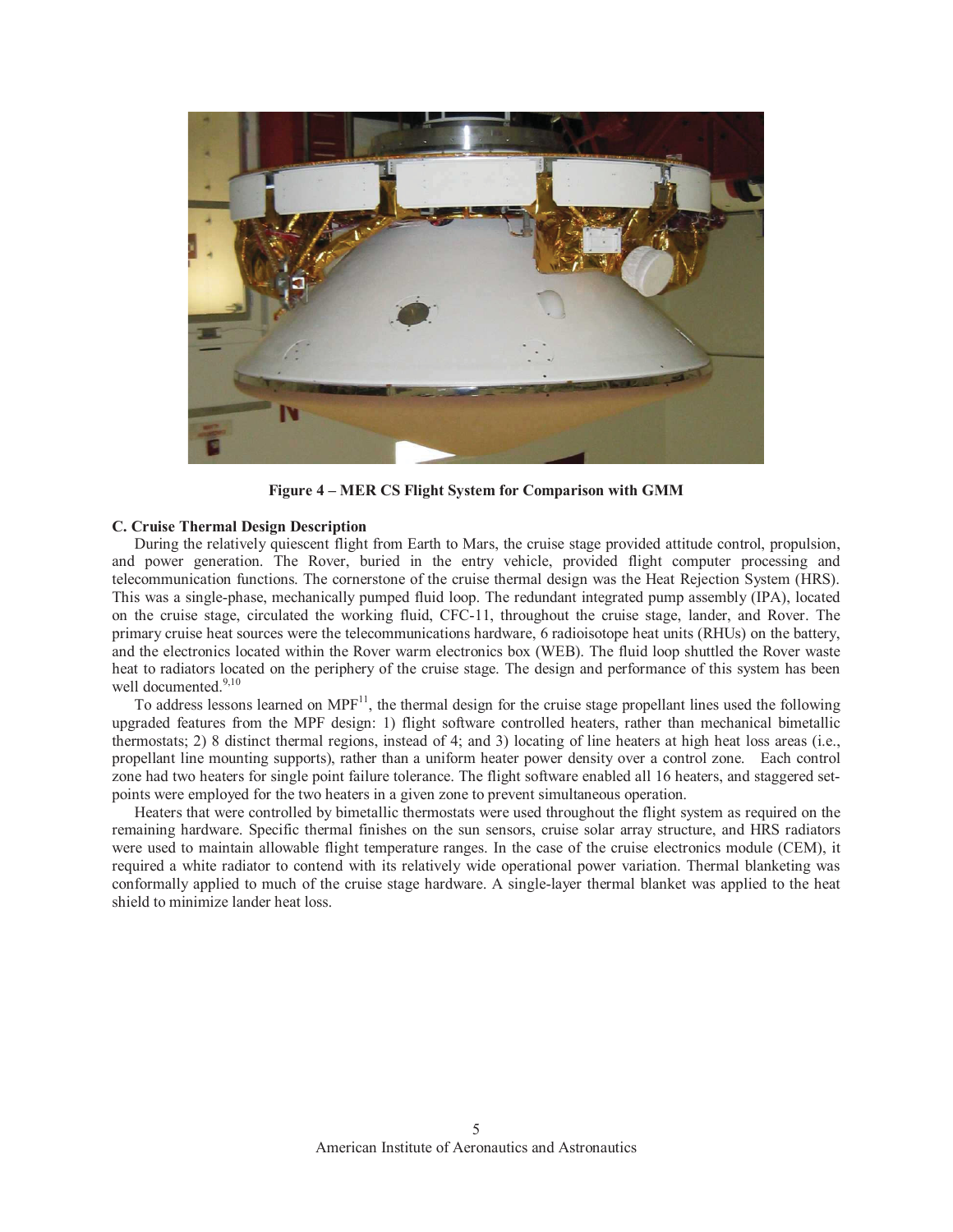**Figure 4 – MER CS Flight System for Comparison with GMM**

### C. Cruise Thermal Design Description

During the relatively quiescent flight from Earth to Mars, the cruise stage provided attitude control, propulsion, and power generation. The Rover, buried in the entry vehicle, provided flight computer processing and telecommunication functions. The cornerstone of the cruise thermal design was the Heat Rejection System (HRS). This was a single-phase, mechanically pumped fluid loop. The redundant integrated pump assembly (IPA), located on the cruise stage, circulated the working fluid, CFC-11, throughout the cruise stage, lander, and Rover. The primary cruise heat sources were the telecommunications hardware, 6 radioisotope heat units (RHUs) on the battery, and the electronics located within the Rover warm electronics box (WEB). The fluid loop shuttled the Rover waste heat to radiators located on the periphery of the cruise stage. The design and performance of this system has been well documented.[9,10]

To address lessons learned on MPF[11], the thermal design for the cruise stage propellant lines used the following upgraded features from the MPF design: 1) flight software controlled heaters, rather than mechanical bimetallic thermostats; 2) 8 distinct thermal regions, instead of 4; and 3) locating of line heaters at high heat loss areas (i.e., propellant line mounting supports), rather than a uniform heater power density over a control zone. Each control zone had two heaters for single point failure tolerance. The flight software enabled all 16 heaters, and staggered set-points were employed for the two heaters in a given zone to prevent simultaneous operation.

Heaters that were controlled by bimetallic thermostats were used throughout the flight system as required on the remaining hardware. Specific thermal finishes on the sun sensors, cruise solar array structure, and HRS radiators were used to maintain allowable flight temperature ranges. In the case of the cruise electronics module (CEM), it required a white radiator to contend with its relatively wide operational power variation. Thermal blanketing was conformally applied to much of the cruise stage hardware. A single-layer thermal blanket was applied to the heat shield to minimize lander heat loss.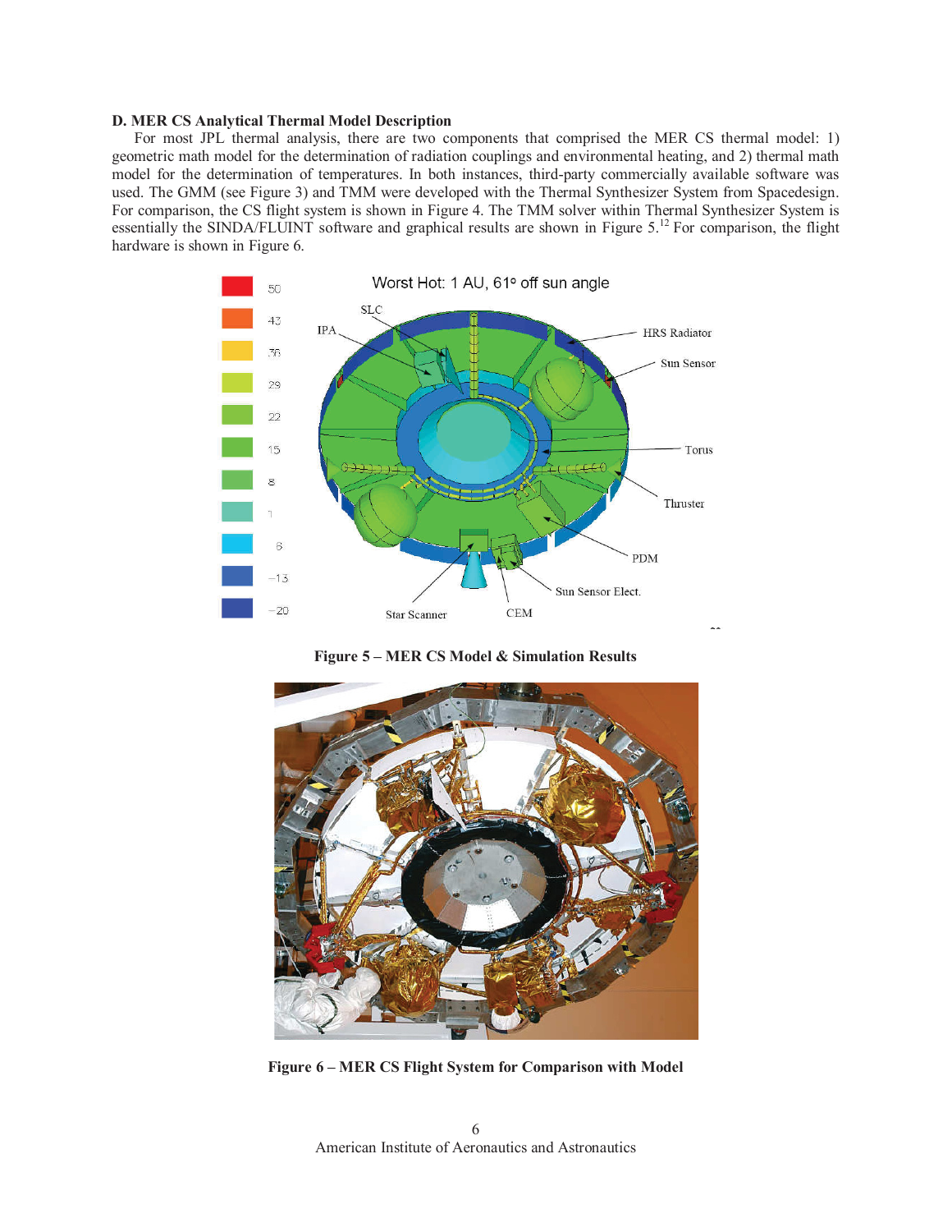**D. MER CS Analytical Thermal Model Description**

For most JPL thermal analysis, there are two components that comprised the MER CS thermal model: 1) geometric math model for the determination of radiation couplings and environmental heating, and 2) thermal math model for the determination of temperatures. In both instances, third-party commercially available software was used. The GMM (see Figure 3) and TMM were developed with the Thermal Synthesizer System from Spacedesign. For comparison, the CS flight system is shown in Figure 4. The TMM solver within Thermal Synthesizer System is essentially the SINDA/FLUINT software and graphical results are shown in Figure 5.[12] For comparison, the flight hardware is shown in Figure 6.

**Figure 5 – MER CS Model & Simulation Results**

**Figure 6 – MER CS Flight System for Comparison with Model**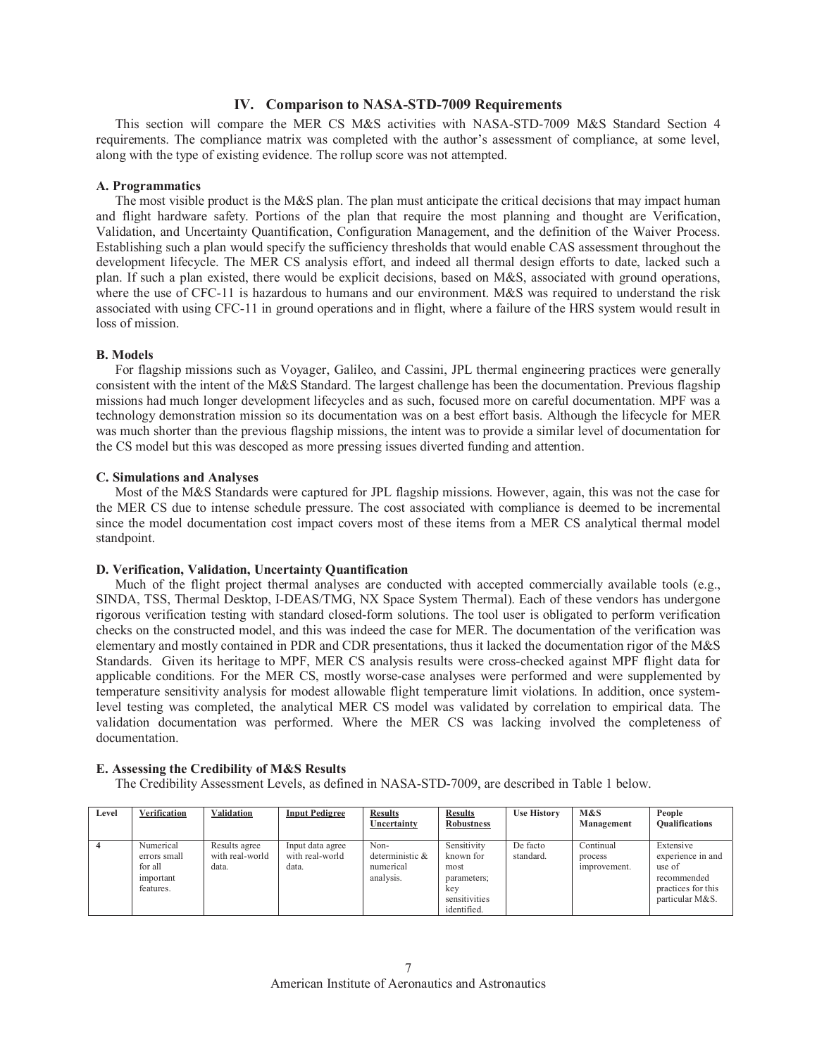## IV. Comparison to NASA-STD-7009 Requirements

This section will compare the MER CS M&S activities with NASA-STD-7009 M&S Standard Section 4 requirements. The compliance matrix was completed with the author's assessment of compliance, at some level, along with the type of existing evidence. The rollup score was not attempted.

### A. Programmatics

The most visible product is the M&S plan. The plan must anticipate the critical decisions that may impact human and flight hardware safety. Portions of the plan that require the most planning and thought are Verification, Validation, and Uncertainty Quantification, Configuration Management, and the definition of the Waiver Process. Establishing such a plan would specify the sufficiency thresholds that would enable CAS assessment throughout the development lifecycle. The MER CS analysis effort, and indeed all thermal design efforts to date, lacked such a plan. If such a plan existed, there would be explicit decisions, based on M&S, associated with ground operations, where the use of CFC-11 is hazardous to humans and our environment. M&S was required to understand the risk associated with using CFC-11 in ground operations and in flight, where a failure of the HRS system would result in loss of mission.

### B. Models

For flagship missions such as Voyager, Galileo, and Cassini, JPL thermal engineering practices were generally consistent with the intent of the M&S Standard. The largest challenge has been the documentation. Previous flagship missions had much longer development lifecycles and as such, focused more on careful documentation. MPF was a technology demonstration mission so its documentation was on a best effort basis. Although the lifecycle for MER was much shorter than the previous flagship missions, the intent was to provide a similar level of documentation for the CS model but this was descoped as more pressing issues diverted funding and attention.

### C. Simulations and Analyses

Most of the M&S Standards were captured for JPL flagship missions. However, again, this was not the case for the MER CS due to intense schedule pressure. The cost associated with compliance is deemed to be incremental since the model documentation cost impact covers most of these items from a MER CS analytical thermal model standpoint.

### D. Verification, Validation, Uncertainty Quantification

Much of the flight project thermal analyses are conducted with accepted commercially available tools (e.g., SINDA, TSS, Thermal Desktop, I-DEAS/TMG, NX Space System Thermal). Each of these vendors has undergone rigorous verification testing with standard closed-form solutions. The tool user is obligated to perform verification checks on the constructed model, and this was indeed the case for MER. The documentation of the verification was elementary and mostly contained in PDR and CDR presentations, thus it lacked the documentation rigor of the M&S Standards. Given its heritage to MPF, MER CS analysis results were cross-checked against MPF flight data for applicable conditions. For the MER CS, mostly worse-case analyses were performed and were supplemented by temperature sensitivity analysis for modest allowable flight temperature limit violations. In addition, once system-level testing was completed, the analytical MER CS model was validated by correlation to empirical data. The validation documentation was performed. Where the MER CS was lacking involved the completeness of documentation.

### E. Assessing the Credibility of M&S Results

The Credibility Assessment Levels, as defined in NASA-STD-7009, are described in Table 1 below.

| Level | Verification | Validation | Input Pedigree | Results Uncertainty | Results Robustness | Use History | M&S Management | People Qualifications |
|---|---|---|---|---|---|---|---|---|
| 4 | Numerical errors small for all important features. | Results agree with real-world data. | Input data agree with real-world data. | Non-deterministic & numerical analysis. | Sensitivity known for most parameters; key sensitivities identified. | De facto standard. | Continual process improvement. | Extensive experience in and use of recommended practices for this particular M&S. |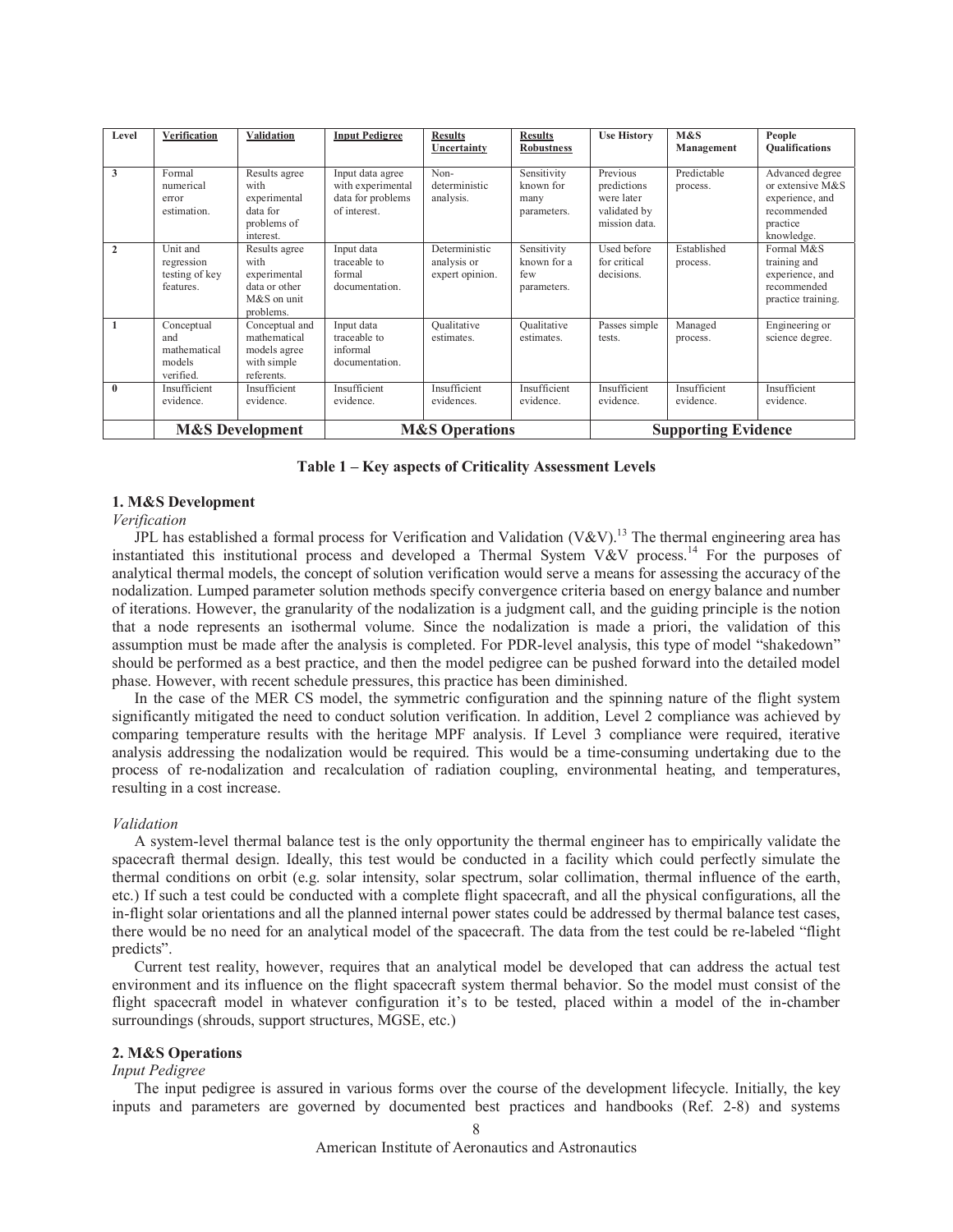| Level | Verification | Validation | Input Pedigree | Results Uncertainty | Results Robustness | Use History | M&S Management | People Qualifications |
|---|---|---|---|---|---|---|---|---|
| 3 | Formal numerical error estimation. | Results agree with experimental data for problems of interest. | Input data agree with experimental data for problems of interest. | Non-deterministic analysis. | Sensitivity known for many parameters. | Previous predictions were later validated by mission data. | Predictable process. | Advanced degree or extensive M&S experience, and recommended practice knowledge. |
| 2 | Unit and regression testing of key features. | Results agree with experimental data or other M&S on unit problems. | Input data traceable to formal documentation. | Deterministic analysis or expert opinion. | Sensitivity known for a few parameters. | Used before for critical decisions. | Established process. | Formal M&S training and experience, and recommended practice training. |
| 1 | Conceptual and mathematical models verified. | Conceptual and mathematical models agree with simple referents. | Input data traceable to informal documentation. | Qualitative estimates. | Qualitative estimates. | Passes simple tests. | Managed process. | Engineering or science degree. |
| 0 | Insufficient evidence. | Insufficient evidence. | Insufficient evidence. | Insufficient evidences. | Insufficient evidence. | Insufficient evidence. | Insufficient evidence. | Insufficient evidence. |
| | **M&S Development** | | **M&S Operations** | | | **Supporting Evidence** | | |

**Table 1 – Key aspects of Criticality Assessment Levels**

### 1. M&S Development

*Verification*

JPL has established a formal process for Verification and Validation (V&V).[13] The thermal engineering area has instantiated this institutional process and developed a Thermal System V&V process.[14] For the purposes of analytical thermal models, the concept of solution verification would serve a means for assessing the accuracy of the nodalization. Lumped parameter solution methods specify convergence criteria based on energy balance and number of iterations. However, the granularity of the nodalization is a judgment call, and the guiding principle is the notion that a node represents an isothermal volume. Since the nodalization is made a priori, the validation of this assumption must be made after the analysis is completed. For PDR-level analysis, this type of model "shakedown" should be performed as a best practice, and then the model pedigree can be pushed forward into the detailed model phase. However, with recent schedule pressures, this practice has been diminished.

In the case of the MER CS model, the symmetric configuration and the spinning nature of the flight system significantly mitigated the need to conduct solution verification. In addition, Level 2 compliance was achieved by comparing temperature results with the heritage MPF analysis. If Level 3 compliance were required, iterative analysis addressing the nodalization would be required. This would be a time-consuming undertaking due to the process of re-nodalization and recalculation of radiation coupling, environmental heating, and temperatures, resulting in a cost increase.

*Validation*

A system-level thermal balance test is the only opportunity the thermal engineer has to empirically validate the spacecraft thermal design. Ideally, this test would be conducted in a facility which could perfectly simulate the thermal conditions on orbit (e.g. solar intensity, solar spectrum, solar collimation, thermal influence of the earth, etc.) If such a test could be conducted with a complete flight spacecraft, and all the physical configurations, all the in-flight solar orientations and all the planned internal power states could be addressed by thermal balance test cases, there would be no need for an analytical model of the spacecraft. The data from the test could be re-labeled "flight predicts".

Current test reality, however, requires that an analytical model be developed that can address the actual test environment and its influence on the flight spacecraft system thermal behavior. So the model must consist of the flight spacecraft model in whatever configuration it's to be tested, placed within a model of the in-chamber surroundings (shrouds, support structures, MGSE, etc.)

### 2. M&S Operations

*Input Pedigree*

The input pedigree is assured in various forms over the course of the development lifecycle. Initially, the key inputs and parameters are governed by documented best practices and handbooks (Ref. 2-8) and systems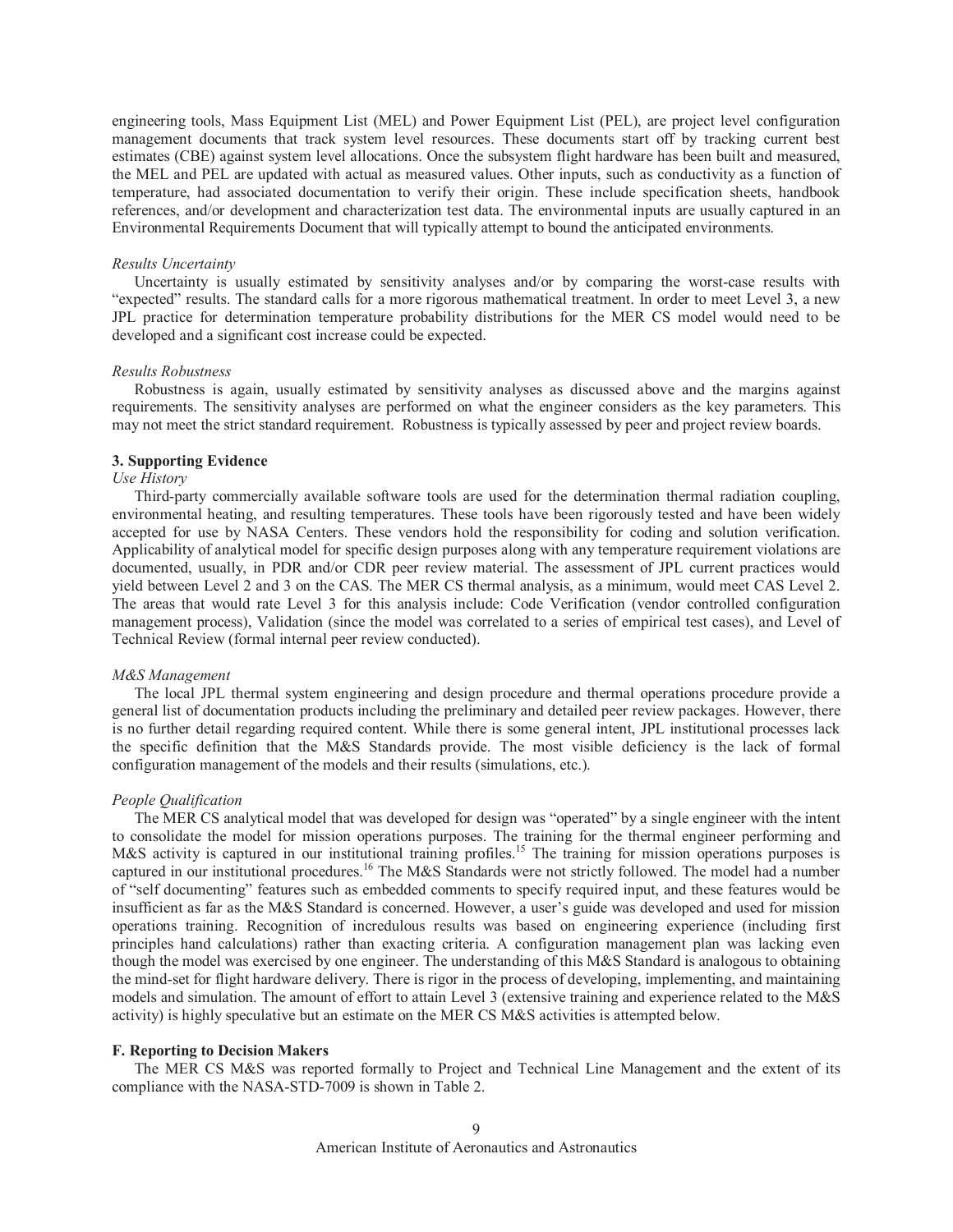engineering tools, Mass Equipment List (MEL) and Power Equipment List (PEL), are project level configuration management documents that track system level resources. These documents start off by tracking current best estimates (CBE) against system level allocations. Once the subsystem flight hardware has been built and measured, the MEL and PEL are updated with actual as measured values. Other inputs, such as conductivity as a function of temperature, had associated documentation to verify their origin. These include specification sheets, handbook references, and/or development and characterization test data. The environmental inputs are usually captured in an Environmental Requirements Document that will typically attempt to bound the anticipated environments.

*Results Uncertainty*

Uncertainty is usually estimated by sensitivity analyses and/or by comparing the worst-case results with "expected" results. The standard calls for a more rigorous mathematical treatment. In order to meet Level 3, a new JPL practice for determination temperature probability distributions for the MER CS model would need to be developed and a significant cost increase could be expected.

*Results Robustness*

Robustness is again, usually estimated by sensitivity analyses as discussed above and the margins against requirements. The sensitivity analyses are performed on what the engineer considers as the key parameters. This may not meet the strict standard requirement. Robustness is typically assessed by peer and project review boards.

**3. Supporting Evidence**

*Use History*

Third-party commercially available software tools are used for the determination thermal radiation coupling, environmental heating, and resulting temperatures. These tools have been rigorously tested and have been widely accepted for use by NASA Centers. These vendors hold the responsibility for coding and solution verification. Applicability of analytical model for specific design purposes along with any temperature requirement violations are documented, usually, in PDR and/or CDR peer review material. The assessment of JPL current practices would yield between Level 2 and 3 on the CAS. The MER CS thermal analysis, as a minimum, would meet CAS Level 2. The areas that would rate Level 3 for this analysis include: Code Verification (vendor controlled configuration management process), Validation (since the model was correlated to a series of empirical test cases), and Level of Technical Review (formal internal peer review conducted).

*M&S Management*

The local JPL thermal system engineering and design procedure and thermal operations procedure provide a general list of documentation products including the preliminary and detailed peer review packages. However, there is no further detail regarding required content. While there is some general intent, JPL institutional processes lack the specific definition that the M&S Standards provide. The most visible deficiency is the lack of formal configuration management of the models and their results (simulations, etc.).

*People Qualification*

The MER CS analytical model that was developed for design was "operated" by a single engineer with the intent to consolidate the model for mission operations purposes. The training for the thermal engineer performing and M&S activity is captured in our institutional training profiles.[15] The training for mission operations purposes is captured in our institutional procedures.[16] The M&S Standards were not strictly followed. The model had a number of "self documenting" features such as embedded comments to specify required input, and these features would be insufficient as far as the M&S Standard is concerned. However, a user's guide was developed and used for mission operations training. Recognition of incredulous results was based on engineering experience (including first principles hand calculations) rather than exacting criteria. A configuration management plan was lacking even though the model was exercised by one engineer. The understanding of this M&S Standard is analogous to obtaining the mind-set for flight hardware delivery. There is rigor in the process of developing, implementing, and maintaining models and simulation. The amount of effort to attain Level 3 (extensive training and experience related to the M&S activity) is highly speculative but an estimate on the MER CS M&S activities is attempted below.

**F. Reporting to Decision Makers**

The MER CS M&S was reported formally to Project and Technical Line Management and the extent of its compliance with the NASA-STD-7009 is shown in Table 2.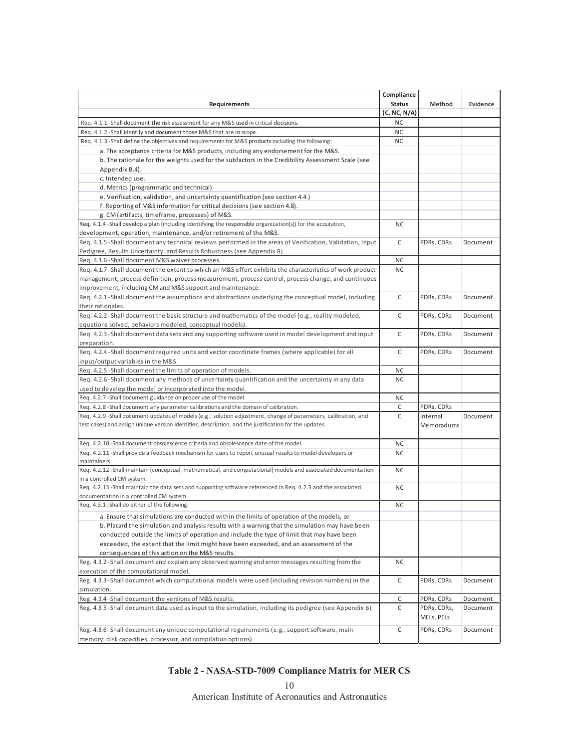| Requirements | Compliance Status (C, NC, N/A) | Method | Evidence |
|---|---|---|---|
| Req. 4.1.1 -Shall document the risk assessment for any M&S used in critical decisions. | NC | | |
| Req. 4.1.2 -Shall identify and document those M&S that are in scope. | NC | | |
| Req. 4.1.3 -Shall define the objectives and requirements for M&S products including the following: | NC | | |
| a. The acceptance criteria for M&S products, including any endorsement for the M&S. | | | |
| b. The rationale for the weights used for the subfactors in the Credibility Assessment Scale (see Appendix B.4). | | | |
| c. Intended use. | | | |
| d. Metrics (programmatic and technical). | | | |
| e. Verification, validation, and uncertainty quantification (see section 4.4.) | | | |
| f. Reporting of M&S information for critical decisions (see section 4.8). | | | |
| g. CM (artifacts, timeframe, processes) of M&S. | | | |
| Req. 4.1.4 -Shall develop a plan (including identifying the responsible organization(s)) for the acquisition, development, operation, maintenance, and/or retirement of the M&S. | NC | | |
| Req. 4.1.5 -Shall document any technical reviews performed in the areas of Verification, Validation, Input Pedigree, Results Uncertainty, and Results Robustness (see Appendix B). | C | PDRs, CDRs | Document |
| Req. 4.1.6 -Shall document M&S waiver processes. | NC | | |
| Req. 4.1.7 -Shall document the extent to which an M&S effort exhibits the characteristics of work product management, process definition, process measurement, process control, process change, and continuous improvement, including CM and M&S support and maintenance. | NC | | |
| Req. 4.2.1 -Shall document the assumptions and abstractions underlying the conceptual model, including their rationales. | C | PDRs, CDRs | Document |
| Req. 4.2.2 -Shall document the basic structure and mathematics of the model (e.g., reality modeled, equations solved, behaviors modeled, conceptual models). | C | PDRs, CDRs | Document |
| Req. 4.2.3 -Shall document data sets and any supporting software used in model development and input preparation. | C | PDRs, CDRs | Document |
| Req. 4.2.4 -Shall document required units and vector coordinate frames (where applicable) for all input/output variables in the M&S. | C | PDRs, CDRs | Document |
| Req. 4.2.5 -Shall document the limits of operation of models. | NC | | |
| Req. 4.2.6 -Shall document any methods of uncertainty quantification and the uncertainty in any data used to develop the model or incorporated into the model. | NC | | |
| Req. 4.2.7 -Shall document guidance on proper use of the model. | NC | | |
| Req. 4.2.8 -Shall document any parameter calibrations and the domain of calibration. | C | PDRs, CDRs | |
| Req. 4.2.9 -Shall document updates of models (e.g., solution adjustment, change of parameters, calibration, and test cases) and assign unique version identifier, description, and the justification for the updates. | C | Internal Memoradums | Document |
| Req. 4.2.10 -Shall document obsolescence criteria and obsolescence date of the model. | NC | | |
| Req. 4.2.11 -Shall provide a feedback mechanism for users to report unusual results to model developers or maintainers. | NC | | |
| Req. 4.2.12 -Shall maintain (conceptual, mathematical, and computational) models and associated documentation in a controlled CM system. | NC | | |
| Req. 4.2.13 -Shall maintain the data sets and supporting software referenced in Req. 4.2.3 and the associated documentation in a controlled CM system. | NC | | |
| Req. 4.3.1 -Shall do either of the following: | NC | | |
| a. Ensure that simulations are conducted within the limits of operation of the models, or | | | |
| b. Placard the simulation and analysis results with a warning that the simulation may have been conducted outside the limits of operation and include the type of limit that may have been exceeded, the extent that the limit might have been exceeded, and an assessment of the consequences of this action on the M&S results. | | | |
| Reg. 4.3.2 -Shall document and explain any observed warning and error messages resulting from the execution of the computational model. | NC | | |
| Reg. 4.3.3 -Shall document which computational models were used (including revision numbers) in the simulation. | C | PDRs, CDRs | Document |
| Reg. 4.3.4 -Shall document the versions of M&S results. | C | PDRs, CDRs | Document |
| Reg. 4.3.5 -Shall document data used as input to the simulation, including its pedigree (see Appendix B). | C | PDRs, CDRs, MELs, PELs | Document |
| Reg. 4.3.6 -Shall document any unique computational reguirements (e.g., support software, main memory, disk capacities, processor, and compilation options). | C | PDRs, CDRs | Document |

**Table 2 - NASA-STD-7009 Compliance Matrix for MER CS**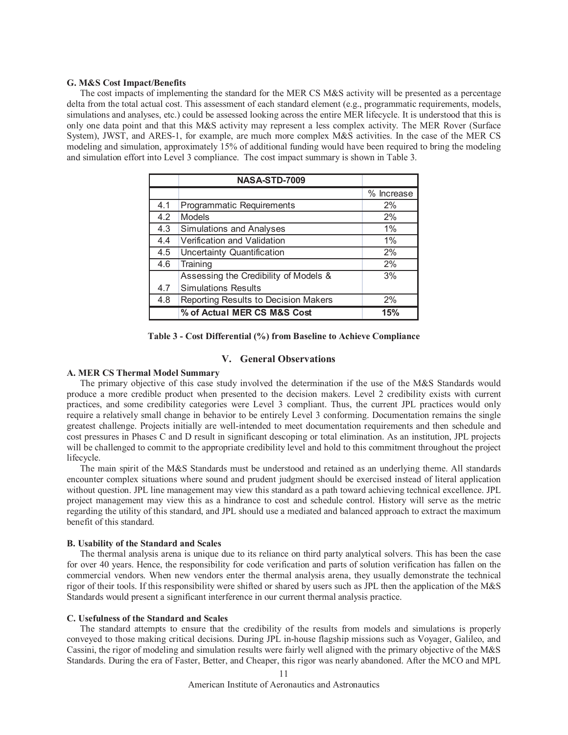### G. M&S Cost Impact/Benefits

The cost impacts of implementing the standard for the MER CS M&S activity will be presented as a percentage delta from the total actual cost. This assessment of each standard element (e.g., programmatic requirements, models, simulations and analyses, etc.) could be assessed looking across the entire MER lifecycle. It is understood that this is only one data point and that this M&S activity may represent a less complex activity. The MER Rover (Surface System), JWST, and ARES-1, for example, are much more complex M&S activities. In the case of the MER CS modeling and simulation, approximately 15% of additional funding would have been required to bring the modeling and simulation effort into Level 3 compliance. The cost impact summary is shown in Table 3.

| | **NASA-STD-7009** | |
|---|---|---|
| | | % Increase |
| 4.1 | Programmatic Requirements | 2% |
| 4.2 | Models | 2% |
| 4.3 | Simulations and Analyses | 1% |
| 4.4 | Verification and Validation | 1% |
| 4.5 | Uncertainty Quantification | 2% |
| 4.6 | Training | 2% |
| 4.7 | Assessing the Credibility of Models & Simulations Results | 3% |
| 4.8 | Reporting Results to Decision Makers | 2% |
| | **% of Actual MER CS M&S Cost** | **15%** |

**Table 3 - Cost Differential (%) from Baseline to Achieve Compliance**

## V. General Observations

### A. MER CS Thermal Model Summary

The primary objective of this case study involved the determination if the use of the M&S Standards would produce a more credible product when presented to the decision makers. Level 2 credibility exists with current practices, and some credibility categories were Level 3 compliant. Thus, the current JPL practices would only require a relatively small change in behavior to be entirely Level 3 conforming. Documentation remains the single greatest challenge. Projects initially are well-intended to meet documentation requirements and then schedule and cost pressures in Phases C and D result in significant descoping or total elimination. As an institution, JPL projects will be challenged to commit to the appropriate credibility level and hold to this commitment throughout the project lifecycle.

The main spirit of the M&S Standards must be understood and retained as an underlying theme. All standards encounter complex situations where sound and prudent judgment should be exercised instead of literal application without question. JPL line management may view this standard as a path toward achieving technical excellence. JPL project management may view this as a hindrance to cost and schedule control. History will serve as the metric regarding the utility of this standard, and JPL should use a mediated and balanced approach to extract the maximum benefit of this standard.

### B. Usability of the Standard and Scales

The thermal analysis arena is unique due to its reliance on third party analytical solvers. This has been the case for over 40 years. Hence, the responsibility for code verification and parts of solution verification has fallen on the commercial vendors. When new vendors enter the thermal analysis arena, they usually demonstrate the technical rigor of their tools. If this responsibility were shifted or shared by users such as JPL then the application of the M&S Standards would present a significant interference in our current thermal analysis practice.

### C. Usefulness of the Standard and Scales

The standard attempts to ensure that the credibility of the results from models and simulations is properly conveyed to those making critical decisions. During JPL in-house flagship missions such as Voyager, Galileo, and Cassini, the rigor of modeling and simulation results were fairly well aligned with the primary objective of the M&S Standards. During the era of Faster, Better, and Cheaper, this rigor was nearly abandoned. After the MCO and MPL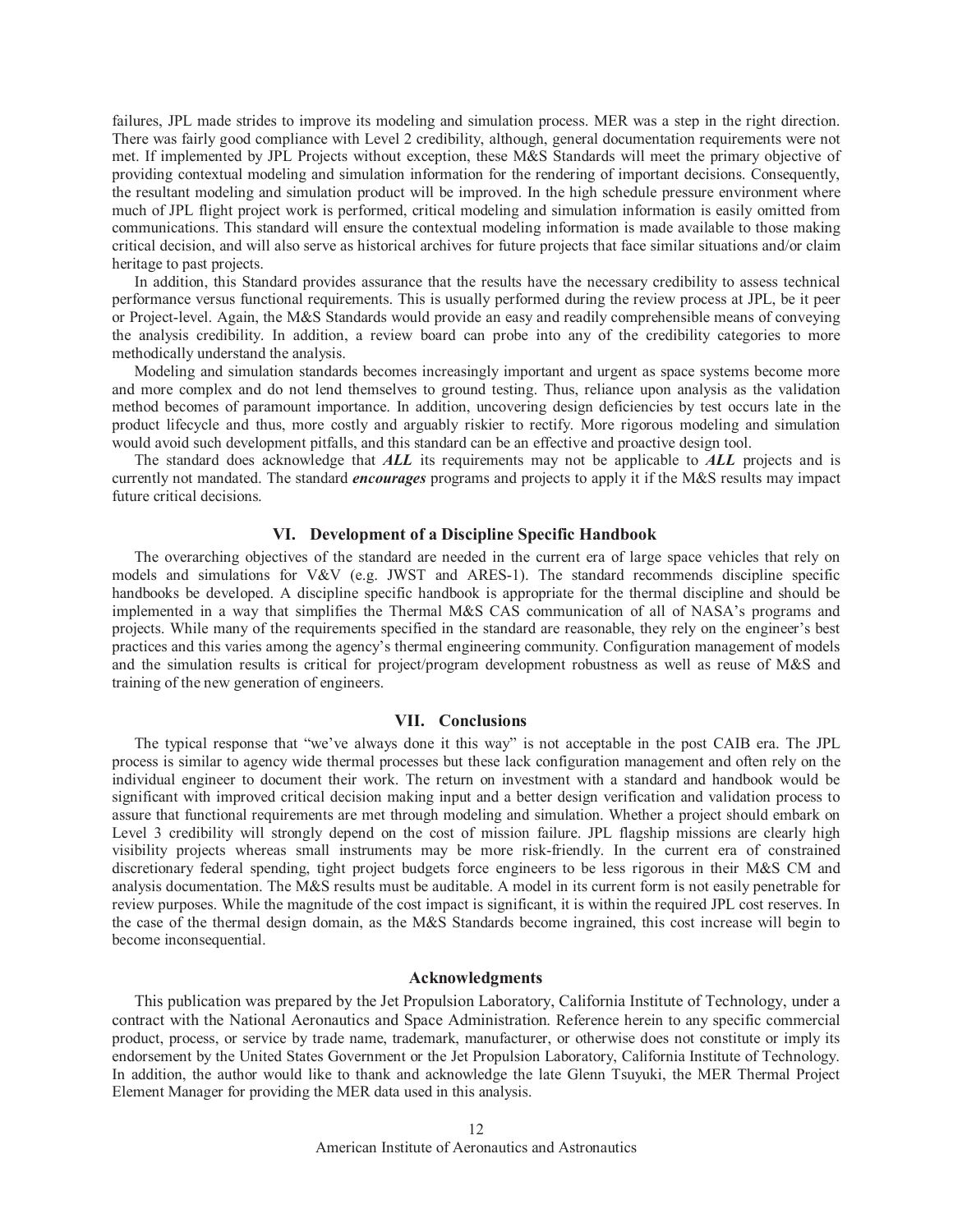failures, JPL made strides to improve its modeling and simulation process. MER was a step in the right direction. There was fairly good compliance with Level 2 credibility, although, general documentation requirements were not met. If implemented by JPL Projects without exception, these M&S Standards will meet the primary objective of providing contextual modeling and simulation information for the rendering of important decisions. Consequently, the resultant modeling and simulation product will be improved. In the high schedule pressure environment where much of JPL flight project work is performed, critical modeling and simulation information is easily omitted from communications. This standard will ensure the contextual modeling information is made available to those making critical decision, and will also serve as historical archives for future projects that face similar situations and/or claim heritage to past projects.

In addition, this Standard provides assurance that the results have the necessary credibility to assess technical performance versus functional requirements. This is usually performed during the review process at JPL, be it peer or Project-level. Again, the M&S Standards would provide an easy and readily comprehensible means of conveying the analysis credibility. In addition, a review board can probe into any of the credibility categories to more methodically understand the analysis.

Modeling and simulation standards becomes increasingly important and urgent as space systems become more and more complex and do not lend themselves to ground testing. Thus, reliance upon analysis as the validation method becomes of paramount importance. In addition, uncovering design deficiencies by test occurs late in the product lifecycle and thus, more costly and arguably riskier to rectify. More rigorous modeling and simulation would avoid such development pitfalls, and this standard can be an effective and proactive design tool.

The standard does acknowledge that ***ALL*** its requirements may not be applicable to ***ALL*** projects and is currently not mandated. The standard ***encourages*** programs and projects to apply it if the M&S results may impact future critical decisions.

## VI. Development of a Discipline Specific Handbook

The overarching objectives of the standard are needed in the current era of large space vehicles that rely on models and simulations for V&V (e.g. JWST and ARES-1). The standard recommends discipline specific handbooks be developed. A discipline specific handbook is appropriate for the thermal discipline and should be implemented in a way that simplifies the Thermal M&S CAS communication of all of NASA's programs and projects. While many of the requirements specified in the standard are reasonable, they rely on the engineer's best practices and this varies among the agency's thermal engineering community. Configuration management of models and the simulation results is critical for project/program development robustness as well as reuse of M&S and training of the new generation of engineers.

## VII. Conclusions

The typical response that "we've always done it this way" is not acceptable in the post CAIB era. The JPL process is similar to agency wide thermal processes but these lack configuration management and often rely on the individual engineer to document their work. The return on investment with a standard and handbook would be significant with improved critical decision making input and a better design verification and validation process to assure that functional requirements are met through modeling and simulation. Whether a project should embark on Level 3 credibility will strongly depend on the cost of mission failure. JPL flagship missions are clearly high visibility projects whereas small instruments may be more risk-friendly. In the current era of constrained discretionary federal spending, tight project budgets force engineers to be less rigorous in their M&S CM and analysis documentation. The M&S results must be auditable. A model in its current form is not easily penetrable for review purposes. While the magnitude of the cost impact is significant, it is within the required JPL cost reserves. In the case of the thermal design domain, as the M&S Standards become ingrained, this cost increase will begin to become inconsequential.

## Acknowledgments

This publication was prepared by the Jet Propulsion Laboratory, California Institute of Technology, under a contract with the National Aeronautics and Space Administration. Reference herein to any specific commercial product, process, or service by trade name, trademark, manufacturer, or otherwise does not constitute or imply its endorsement by the United States Government or the Jet Propulsion Laboratory, California Institute of Technology. In addition, the author would like to thank and acknowledge the late Glenn Tsuyuki, the MER Thermal Project Element Manager for providing the MER data used in this analysis.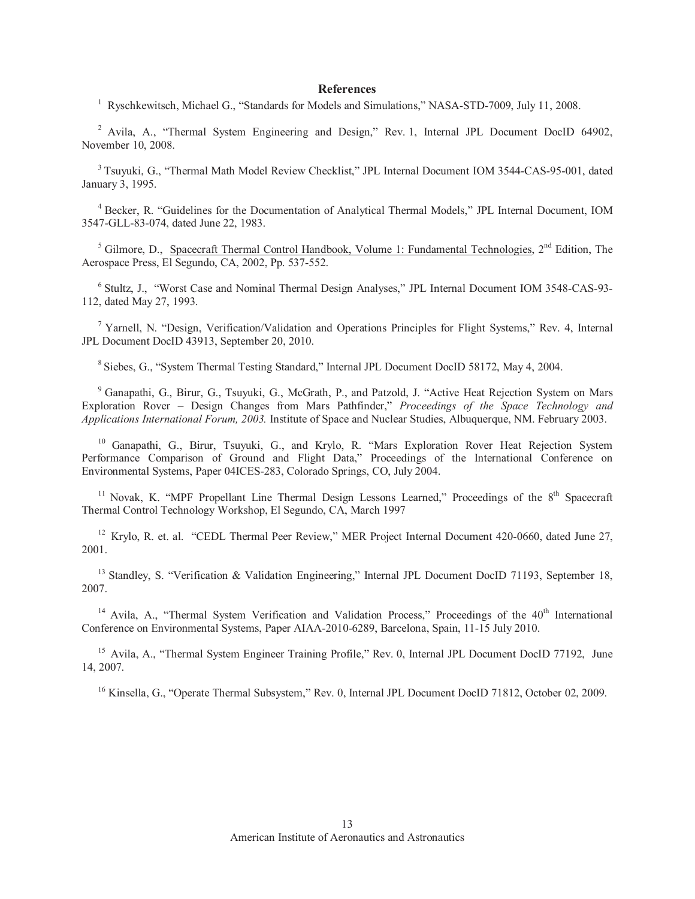## References

[1] Ryschkewitsch, Michael G., "Standards for Models and Simulations," NASA-STD-7009, July 11, 2008.

[2] Avila, A., "Thermal System Engineering and Design," Rev. 1, Internal JPL Document DocID 64902, November 10, 2008.

[3] Tsuyuki, G., "Thermal Math Model Review Checklist," JPL Internal Document IOM 3544-CAS-95-001, dated January 3, 1995.

[4] Becker, R. "Guidelines for the Documentation of Analytical Thermal Models," JPL Internal Document, IOM 3547-GLL-83-074, dated June 22, 1983.

[5] Gilmore, D., Spacecraft Thermal Control Handbook, Volume 1: Fundamental Technologies, 2nd Edition, The Aerospace Press, El Segundo, CA, 2002, Pp. 537-552.

[6] Stultz, J., "Worst Case and Nominal Thermal Design Analyses," JPL Internal Document IOM 3548-CAS-93-112, dated May 27, 1993.

[7] Yarnell, N. "Design, Verification/Validation and Operations Principles for Flight Systems," Rev. 4, Internal JPL Document DocID 43913, September 20, 2010.

[8] Siebes, G., "System Thermal Testing Standard," Internal JPL Document DocID 58172, May 4, 2004.

[9] Ganapathi, G., Birur, G., Tsuyuki, G., McGrath, P., and Patzold, J. "Active Heat Rejection System on Mars Exploration Rover – Design Changes from Mars Pathfinder," *Proceedings of the Space Technology and Applications International Forum, 2003.* Institute of Space and Nuclear Studies, Albuquerque, NM. February 2003.

[10] Ganapathi, G., Birur, Tsuyuki, G., and Krylo, R. "Mars Exploration Rover Heat Rejection System Performance Comparison of Ground and Flight Data," Proceedings of the International Conference on Environmental Systems, Paper 04ICES-283, Colorado Springs, CO, July 2004.

[11] Novak, K. "MPF Propellant Line Thermal Design Lessons Learned," Proceedings of the 8th Spacecraft Thermal Control Technology Workshop, El Segundo, CA, March 1997

[12] Krylo, R. et. al. "CEDL Thermal Peer Review," MER Project Internal Document 420-0660, dated June 27, 2001.

[13] Standley, S. "Verification & Validation Engineering," Internal JPL Document DocID 71193, September 18, 2007.

[14] Avila, A., "Thermal System Verification and Validation Process," Proceedings of the 40th International Conference on Environmental Systems, Paper AIAA-2010-6289, Barcelona, Spain, 11-15 July 2010.

[15] Avila, A., "Thermal System Engineer Training Profile," Rev. 0, Internal JPL Document DocID 77192, June 14, 2007.

[16] Kinsella, G., "Operate Thermal Subsystem," Rev. 0, Internal JPL Document DocID 71812, October 02, 2009.